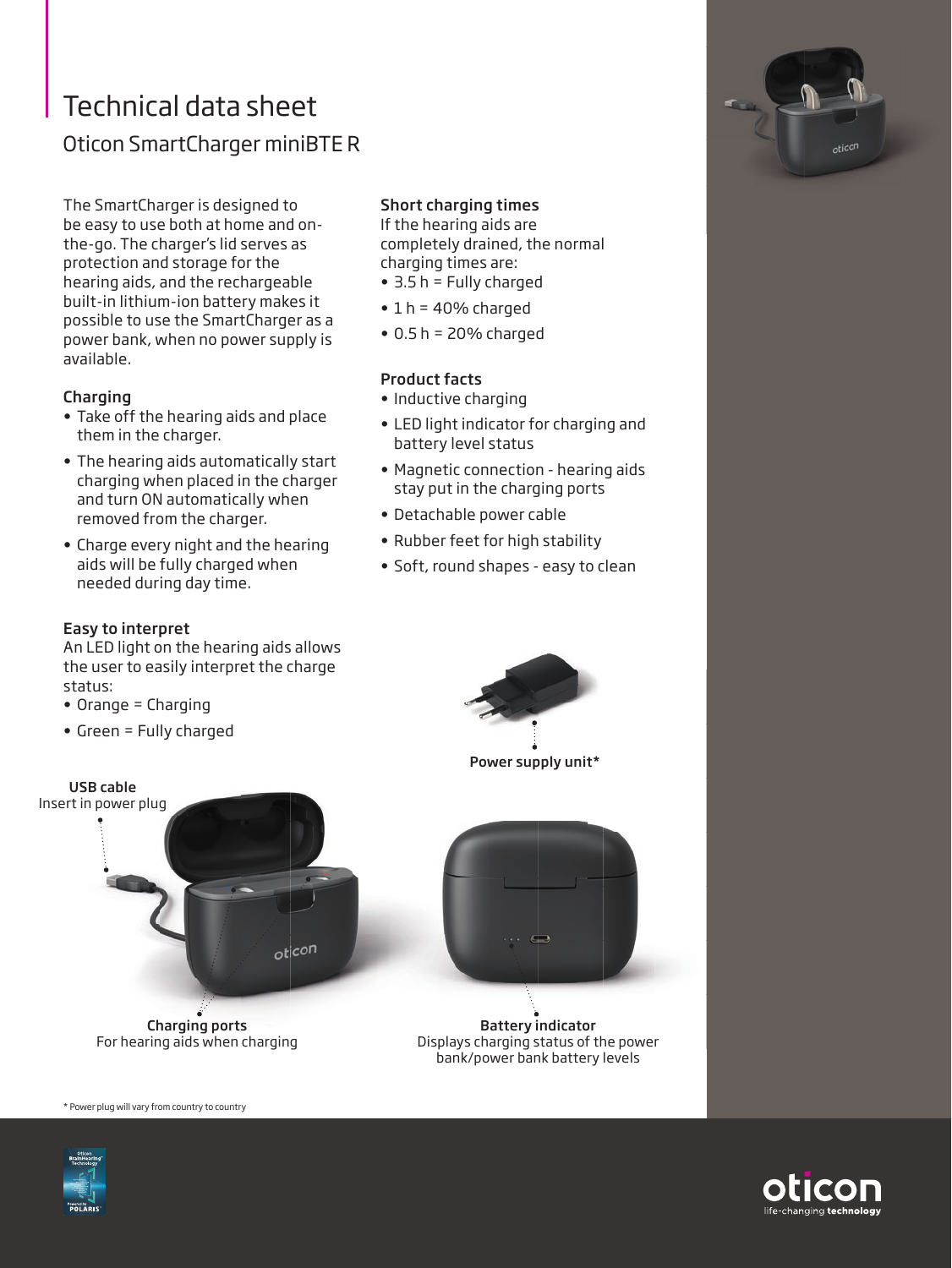# Technical data sheet

## Oticon SmartCharger miniBTE R

The SmartCharger is designed to be easy to use both at home and on-the-go. The charger's lid serves as protection and storage for the hearing aids, and the rechargeable built-in lithium-ion battery makes it possible to use the SmartCharger as a power bank, when no power supply is available.

### Charging

- Take off the hearing aids and place them in the charger.
- The hearing aids automatically start charging when placed in the charger and turn ON automatically when removed from the charger.
- Charge every night and the hearing aids will be fully charged when needed during day time.

### Easy to interpret

An LED light on the hearing aids allows the user to easily interpret the charge status:

- Orange = Charging
- Green = Fully charged

### Short charging times

If the hearing aids are completely drained, the normal charging times are:

- 3.5 h = Fully charged
- 1 h = 40% charged
- 0.5 h = 20% charged

### Product facts

- Inductive charging
- LED light indicator for charging and battery level status
- Magnetic connection - hearing aids stay put in the charging ports
- Detachable power cable
- Rubber feet for high stability
- Soft, round shapes - easy to clean

**Power supply unit***

**USB cable**
Insert in power plug

**Charging ports**
For hearing aids when charging

**Battery indicator**
Displays charging status of the power bank/power bank battery levels

* Power plug will vary from country to country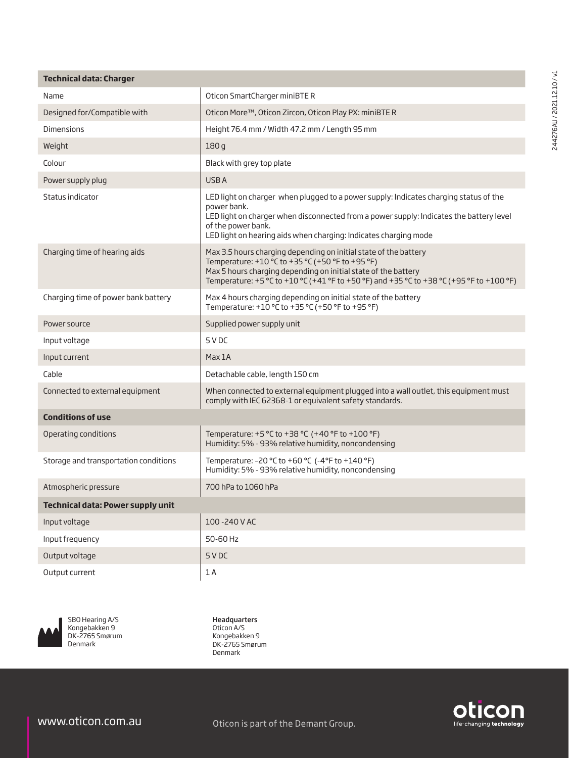| Technical data: Charger | |
|---|---|
| Name | Oticon SmartCharger miniBTE R |
| Designed for/Compatible with | Oticon More™, Oticon Zircon, Oticon Play PX: miniBTE R |
| Dimensions | Height 76.4 mm / Width 47.2 mm / Length 95 mm |
| Weight | 180 g |
| Colour | Black with grey top plate |
| Power supply plug | USB A |
| Status indicator | LED light on charger when plugged to a power supply: Indicates charging status of the power bank.<br>LED light on charger when disconnected from a power supply: Indicates the battery level of the power bank.<br>LED light on hearing aids when charging: Indicates charging mode |
| Charging time of hearing aids | Max 3.5 hours charging depending on initial state of the battery<br>Temperature: +10 °C to +35 °C (+50 °F to +95 °F)<br>Max 5 hours charging depending on initial state of the battery<br>Temperature: +5 °C to +10 °C (+41 °F to +50 °F) and +35 °C to +38 °C (+95 °F to +100 °F) |
| Charging time of power bank battery | Max 4 hours charging depending on initial state of the battery<br>Temperature: +10 °C to +35 °C (+50 °F to +95 °F) |
| Power source | Supplied power supply unit |
| Input voltage | 5 V DC |
| Input current | Max 1A |
| Cable | Detachable cable, length 150 cm |
| Connected to external equipment | When connected to external equipment plugged into a wall outlet, this equipment must comply with IEC 62368-1 or equivalent safety standards. |
| **Conditions of use** | |
| Operating conditions | Temperature: +5 °C to +38 °C (+40 °F to +100 °F)<br>Humidity: 5% - 93% relative humidity, noncondensing |
| Storage and transportation conditions | Temperature: -20 °C to +60 °C (-4°F to +140 °F)<br>Humidity: 5% - 93% relative humidity, noncondensing |
| Atmospheric pressure | 700 hPa to 1060 hPa |
| **Technical data: Power supply unit** | |
| Input voltage | 100 -240 V AC |
| Input frequency | 50-60 Hz |
| Output voltage | 5 V DC |
| Output current | 1 A |

SBO Hearing A/S
Kongebakken 9
DK-2765 Smørum
Denmark

**Headquarters**
Oticon A/S
Kongebakken 9
DK-2765 Smørum
Denmark

244276AU / 2021.12.10 / v1

www.oticon.com.au

Oticon is part of the Demant Group.

oticon
life-changing **technology**